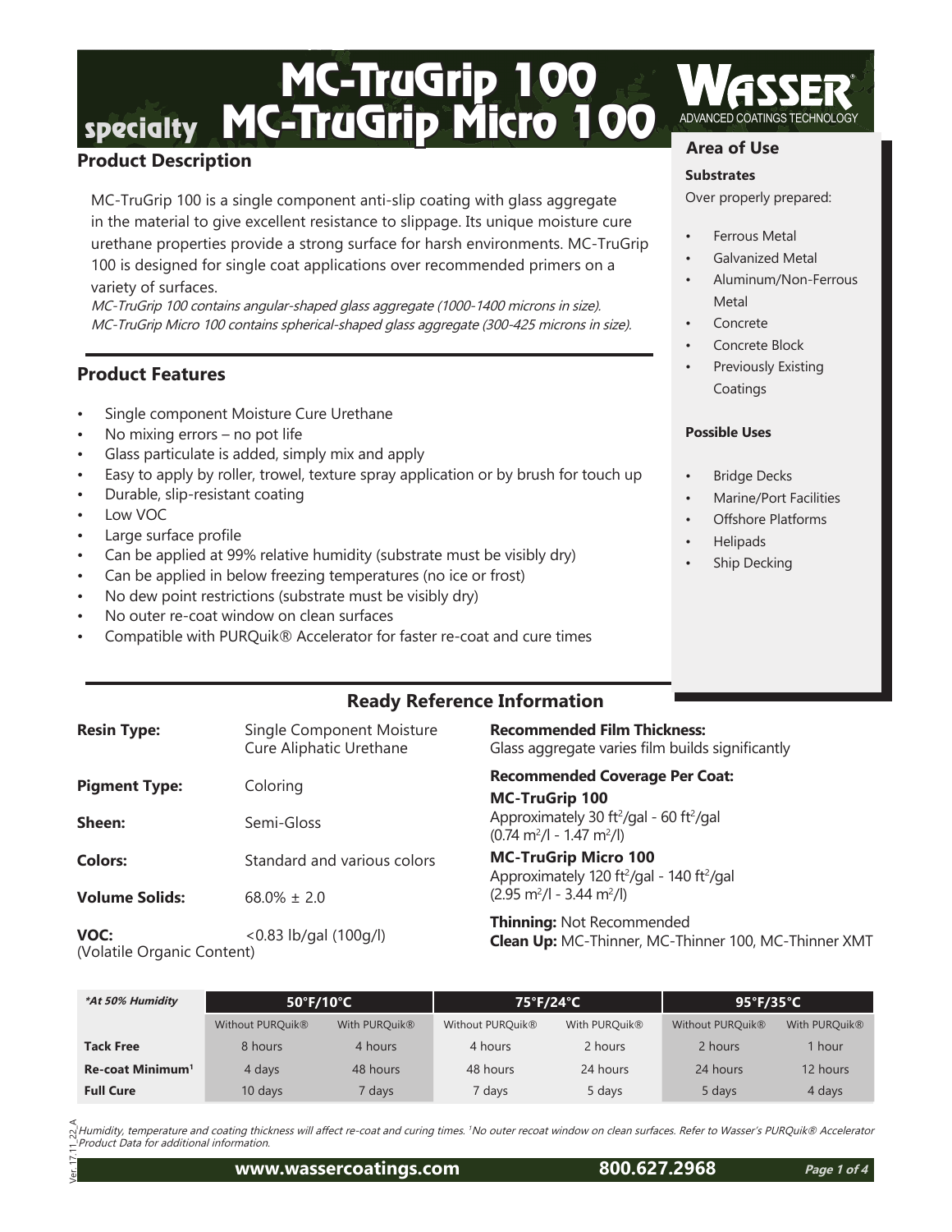# specialty MC-TruGrip 100 MC-TruGrip Micro 100

WASSER® ADVANCED COATINGS TECHNOLOGY

## Product Description

MC-TruGrip 100 is a single component anti-slip coating with glass aggregate in the material to give excellent resistance to slippage. Its unique moisture cure urethane properties provide a strong surface for harsh environments. MC-TruGrip 100 is designed for single coat applications over recommended primers on a variety of surfaces.

*MC-TruGrip 100 contains angular-shaped glass aggregate (1000-1400 microns in size).*
*MC-TruGrip Micro 100 contains spherical-shaped glass aggregate (300-425 microns in size).*

## Product Features

- Single component Moisture Cure Urethane
- No mixing errors – no pot life
- Glass particulate is added, simply mix and apply
- Easy to apply by roller, trowel, texture spray application or by brush for touch up
- Durable, slip-resistant coating
- Low VOC
- Large surface profile
- Can be applied at 99% relative humidity (substrate must be visibly dry)
- Can be applied in below freezing temperatures (no ice or frost)
- No dew point restrictions (substrate must be visibly dry)
- No outer re-coat window on clean surfaces
- Compatible with PURQuik® Accelerator for faster re-coat and cure times

## Area of Use

**Substrates**

Over properly prepared:

- Ferrous Metal
- Galvanized Metal
- Aluminum/Non-Ferrous Metal
- Concrete
- Concrete Block
- Previously Existing Coatings

**Possible Uses**

- Bridge Decks
- Marine/Port Facilities
- Offshore Platforms
- Helipads
- Ship Decking

## Ready Reference Information

**Resin Type:** Single Component Moisture Cure Aliphatic Urethane

**Pigment Type:** Coloring

**Sheen:** Semi-Gloss

**Colors:** Standard and various colors

**Volume Solids:** 68.0% ± 2.0

**VOC:** (Volatile Organic Content) <0.83 lb/gal (100g/l)

**Recommended Film Thickness:**
Glass aggregate varies film builds significantly

**Recommended Coverage Per Coat:**

**MC-TruGrip 100**
Approximately 30 ft²/gal - 60 ft²/gal
(0.74 m²/l - 1.47 m²/l)

**MC-TruGrip Micro 100**
Approximately 120 ft²/gal - 140 ft²/gal
(2.95 m²/l - 3.44 m²/l)

**Thinning:** Not Recommended
**Clean Up:** MC-Thinner, MC-Thinner 100, MC-Thinner XMT

| *At 50% Humidity* | 50°F/10°C | | 75°F/24°C | | 95°F/35°C | |
|---|---|---|---|---|---|---|
| | Without PURQuik® | With PURQuik® | Without PURQuik® | With PURQuik® | Without PURQuik® | With PURQuik® |
| **Tack Free** | 8 hours | 4 hours | 4 hours | 2 hours | 2 hours | 1 hour |
| **Re-coat Minimum[1]** | 4 days | 48 hours | 48 hours | 24 hours | 24 hours | 12 hours |
| **Full Cure** | 10 days | 7 days | 7 days | 5 days | 5 days | 4 days |

*Humidity, temperature and coating thickness will affect re-coat and curing times. [1]No outer recoat window on clean surfaces. Refer to Wasser's PURQuik® Accelerator Product Data for additional information.*

Ver. 17.11_22_A

www.wassercoatings.com 800.627.2968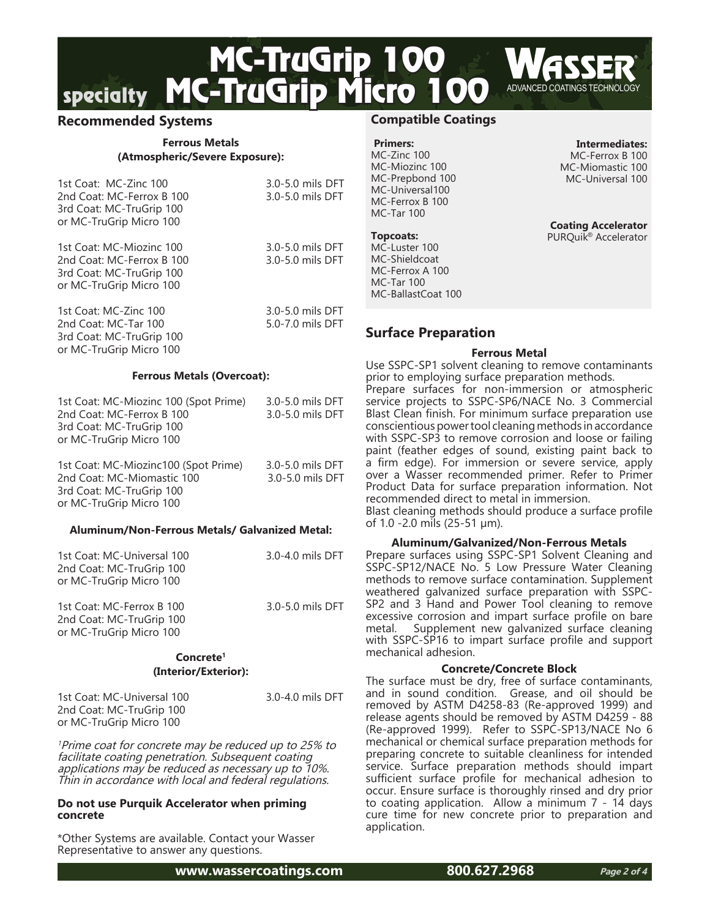# specialty MC-TruGrip 100 MC-TruGrip Micro 100

## Recommended Systems

**Ferrous Metals (Atmospheric/Severe Exposure):**

| | |
|---|---|
| 1st Coat: MC-Zinc 100 | 3.0-5.0 mils DFT |
| 2nd Coat: MC-Ferrox B 100 | 3.0-5.0 mils DFT |
| 3rd Coat: MC-TruGrip 100 or MC-TruGrip Micro 100 | |

| | |
|---|---|
| 1st Coat: MC-Miozinc 100 | 3.0-5.0 mils DFT |
| 2nd Coat: MC-Ferrox B 100 | 3.0-5.0 mils DFT |
| 3rd Coat: MC-TruGrip 100 or MC-TruGrip Micro 100 | |

| | |
|---|---|
| 1st Coat: MC-Zinc 100 | 3.0-5.0 mils DFT |
| 2nd Coat: MC-Tar 100 | 5.0-7.0 mils DFT |
| 3rd Coat: MC-TruGrip 100 or MC-TruGrip Micro 100 | |

**Ferrous Metals (Overcoat):**

| | |
|---|---|
| 1st Coat: MC-Miozinc 100 (Spot Prime) | 3.0-5.0 mils DFT |
| 2nd Coat: MC-Ferrox B 100 | 3.0-5.0 mils DFT |
| 3rd Coat: MC-TruGrip 100 or MC-TruGrip Micro 100 | |

| | |
|---|---|
| 1st Coat: MC-Miozinc100 (Spot Prime) | 3.0-5.0 mils DFT |
| 2nd Coat: MC-Miomastic 100 | 3.0-5.0 mils DFT |
| 3rd Coat: MC-TruGrip 100 or MC-TruGrip Micro 100 | |

**Aluminum/Non-Ferrous Metals/ Galvanized Metal:**

| | |
|---|---|
| 1st Coat: MC-Universal 100 | 3.0-4.0 mils DFT |
| 2nd Coat: MC-TruGrip 100 or MC-TruGrip Micro 100 | |

| | |
|---|---|
| 1st Coat: MC-Ferrox B 100 | 3.0-5.0 mils DFT |
| 2nd Coat: MC-TruGrip 100 or MC-TruGrip Micro 100 | |

**Concrete[1] (Interior/Exterior):**

| | |
|---|---|
| 1st Coat: MC-Universal 100 | 3.0-4.0 mils DFT |
| 2nd Coat: MC-TruGrip 100 or MC-TruGrip Micro 100 | |

*[1]Prime coat for concrete may be reduced up to 25% to facilitate coating penetration. Subsequent coating applications may be reduced as necessary up to 10%. Thin in accordance with local and federal regulations.*

**Do not use Purquik Accelerator when priming concrete**

*Other Systems are available. Contact your Wasser Representative to answer any questions.

## Compatible Coatings

**Primers:**
MC-Zinc 100
MC-Miozinc 100
MC-Prepbond 100
MC-Universal100
MC-Ferrox B 100
MC-Tar 100

**Intermediates:**
MC-Ferrox B 100
MC-Miomastic 100
MC-Universal 100

**Topcoats:**
MC-Luster 100
MC-Shieldcoat
MC-Ferrox A 100
MC-Tar 100
MC-BallastCoat 100

**Coating Accelerator**
PURQuik® Accelerator

## Surface Preparation

**Ferrous Metal**

Use SSPC-SP1 solvent cleaning to remove contaminants prior to employing surface preparation methods.
Prepare surfaces for non-immersion or atmospheric service projects to SSPC-SP6/NACE No. 3 Commercial Blast Clean finish. For minimum surface preparation use conscientious power tool cleaning methods in accordance with SSPC-SP3 to remove corrosion and loose or failing paint (feather edges of sound, existing paint back to a firm edge). For immersion or severe service, apply over a Wasser recommended primer. Refer to Primer Product Data for surface preparation information. Not recommended direct to metal in immersion.
Blast cleaning methods should produce a surface profile of 1.0 -2.0 mils (25-51 µm).

**Aluminum/Galvanized/Non-Ferrous Metals**

Prepare surfaces using SSPC-SP1 Solvent Cleaning and SSPC-SP12/NACE No. 5 Low Pressure Water Cleaning methods to remove surface contamination. Supplement weathered galvanized surface preparation with SSPC-SP2 and 3 Hand and Power Tool cleaning to remove excessive corrosion and impart surface profile on bare metal. Supplement new galvanized surface cleaning with SSPC-SP16 to impart surface profile and support mechanical adhesion.

**Concrete/Concrete Block**

The surface must be dry, free of surface contaminants, and in sound condition. Grease, and oil should be removed by ASTM D4258-83 (Re-approved 1999) and release agents should be removed by ASTM D4259 - 88 (Re-approved 1999). Refer to SSPC-SP13/NACE No 6 mechanical or chemical surface preparation methods for preparing concrete to suitable cleanliness for intended service. Surface preparation methods should impart sufficient surface profile for mechanical adhesion to occur. Ensure surface is thoroughly rinsed and dry prior to coating application. Allow a minimum 7 - 14 days cure time for new concrete prior to preparation and application.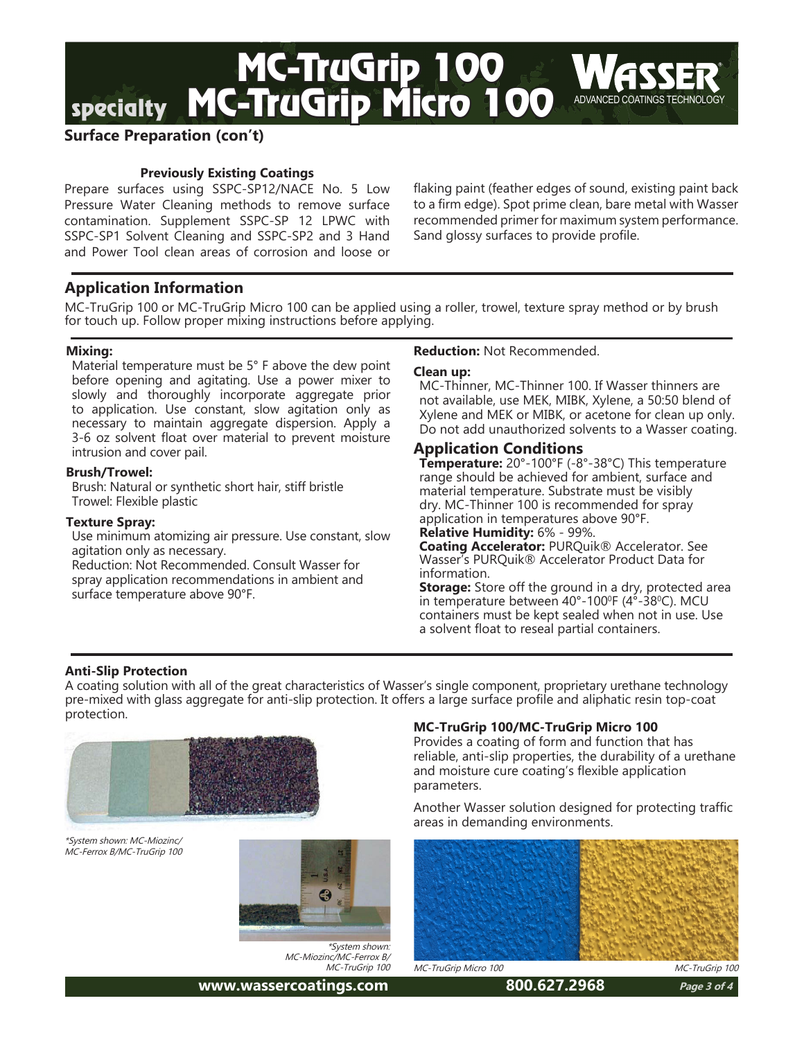# MC-TruGrip 100
# specialty MC-TruGrip Micro 100

## Surface Preparation (con't)

### Previously Existing Coatings

Prepare surfaces using SSPC-SP12/NACE No. 5 Low Pressure Water Cleaning methods to remove surface contamination. Supplement SSPC-SP 12 LPWC with SSPC-SP1 Solvent Cleaning and SSPC-SP2 and 3 Hand and Power Tool clean areas of corrosion and loose or flaking paint (feather edges of sound, existing paint back to a firm edge). Spot prime clean, bare metal with Wasser recommended primer for maximum system performance. Sand glossy surfaces to provide profile.

## Application Information

MC-TruGrip 100 or MC-TruGrip Micro 100 can be applied using a roller, trowel, texture spray method or by brush for touch up. Follow proper mixing instructions before applying.

**Mixing:**

Material temperature must be 5° F above the dew point before opening and agitating. Use a power mixer to slowly and thoroughly incorporate aggregate prior to application. Use constant, slow agitation only as necessary to maintain aggregate dispersion. Apply a 3-6 oz solvent float over material to prevent moisture intrusion and cover pail.

**Brush/Trowel:**

Brush: Natural or synthetic short hair, stiff bristle
Trowel: Flexible plastic

**Texture Spray:**

Use minimum atomizing air pressure. Use constant, slow agitation only as necessary.
Reduction: Not Recommended. Consult Wasser for spray application recommendations in ambient and surface temperature above 90°F.

**Reduction:** Not Recommended.

**Clean up:**

MC-Thinner, MC-Thinner 100. If Wasser thinners are not available, use MEK, MIBK, Xylene, a 50:50 blend of Xylene and MEK or MIBK, or acetone for clean up only. Do not add unauthorized solvents to a Wasser coating.

### Application Conditions

**Temperature:** 20°-100°F (-8°-38°C) This temperature range should be achieved for ambient, surface and material temperature. Substrate must be visibly dry. MC-Thinner 100 is recommended for spray application in temperatures above 90°F.
**Relative Humidity:** 6% - 99%.
**Coating Accelerator:** PURQuik® Accelerator. See Wasser's PURQuik® Accelerator Product Data for information.
**Storage:** Store off the ground in a dry, protected area in temperature between 40°-100°F (4°-38°C). MCU containers must be kept sealed when not in use. Use a solvent float to reseal partial containers.

**Anti-Slip Protection**

A coating solution with all of the great characteristics of Wasser's single component, proprietary urethane technology pre-mixed with glass aggregate for anti-slip protection. It offers a large surface profile and aliphatic resin top-coat protection.

*\*System shown: MC-Miozinc/ MC-Ferrox B/MC-TruGrip 100*

*\*System shown: MC-Miozinc/MC-Ferrox B/ MC-TruGrip 100*

**MC-TruGrip 100/MC-TruGrip Micro 100**

Provides a coating of form and function that has reliable, anti-slip properties, the durability of a urethane and moisture cure coating's flexible application parameters.

Another Wasser solution designed for protecting traffic areas in demanding environments.

*MC-TruGrip Micro 100* &nbsp;&nbsp;&nbsp; *MC-TruGrip 100*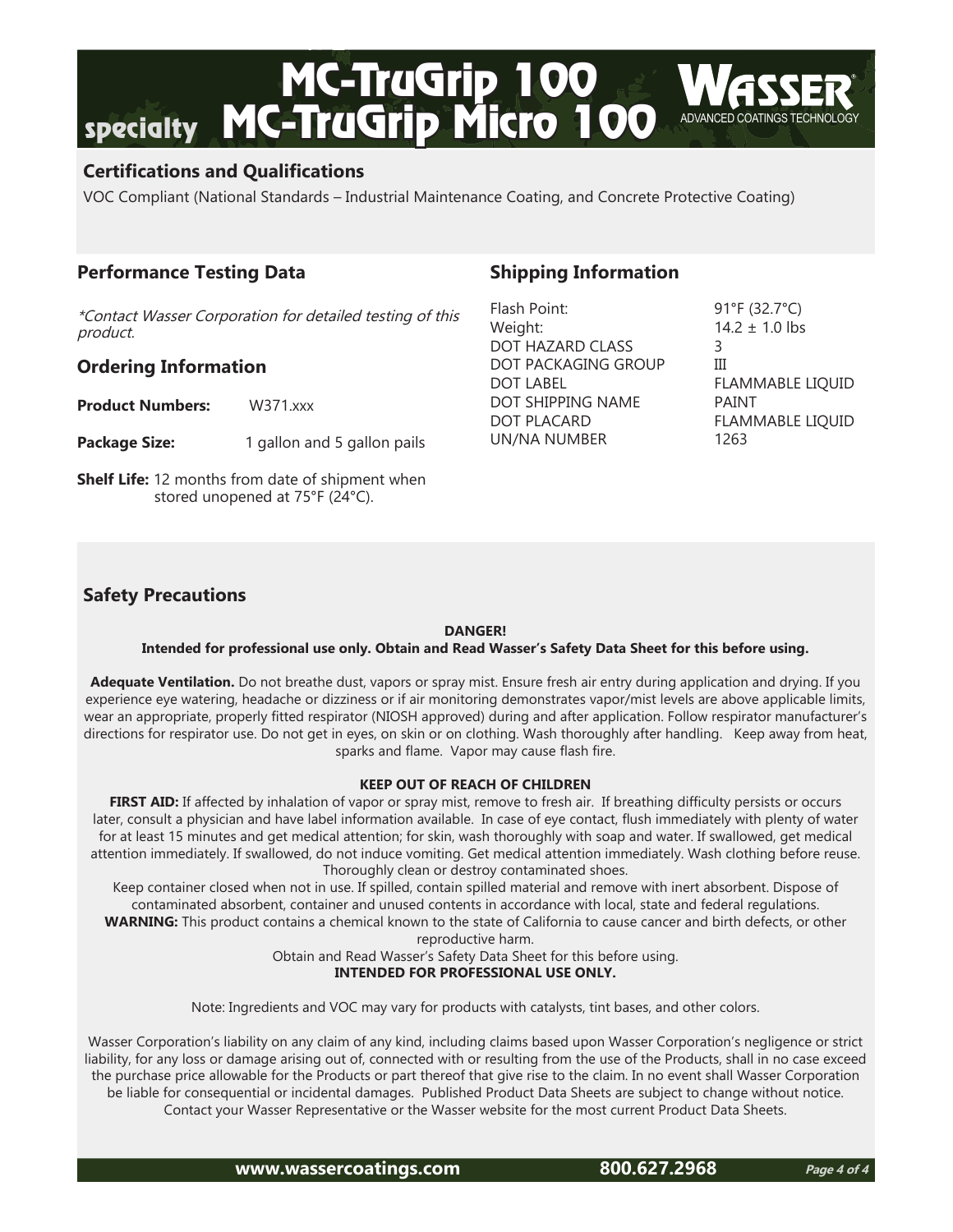# MC-TruGrip 100
# specialty MC-TruGrip Micro 100

WASSER® ADVANCED COATINGS TECHNOLOGY

## Certifications and Qualifications

VOC Compliant (National Standards – Industrial Maintenance Coating, and Concrete Protective Coating)

## Performance Testing Data

*\*Contact Wasser Corporation for detailed testing of this product.*

## Ordering Information

**Product Numbers:** W371.xxx

**Package Size:** 1 gallon and 5 gallon pails

**Shelf Life:** 12 months from date of shipment when stored unopened at 75°F (24°C).

## Shipping Information

| | |
|---|---|
| Flash Point: | 91°F (32.7°C) |
| Weight: | 14.2 ± 1.0 lbs |
| DOT HAZARD CLASS | 3 |
| DOT PACKAGING GROUP | III |
| DOT LABEL | FLAMMABLE LIQUID |
| DOT SHIPPING NAME | PAINT |
| DOT PLACARD | FLAMMABLE LIQUID |
| UN/NA NUMBER | 1263 |

## Safety Precautions

**DANGER!**

**Intended for professional use only. Obtain and Read Wasser's Safety Data Sheet for this before using.**

**Adequate Ventilation.** Do not breathe dust, vapors or spray mist. Ensure fresh air entry during application and drying. If you experience eye watering, headache or dizziness or if air monitoring demonstrates vapor/mist levels are above applicable limits, wear an appropriate, properly fitted respirator (NIOSH approved) during and after application. Follow respirator manufacturer's directions for respirator use. Do not get in eyes, on skin or on clothing. Wash thoroughly after handling. Keep away from heat, sparks and flame. Vapor may cause flash fire.

**KEEP OUT OF REACH OF CHILDREN**

**FIRST AID:** If affected by inhalation of vapor or spray mist, remove to fresh air. If breathing difficulty persists or occurs later, consult a physician and have label information available. In case of eye contact, flush immediately with plenty of water for at least 15 minutes and get medical attention; for skin, wash thoroughly with soap and water. If swallowed, get medical attention immediately. If swallowed, do not induce vomiting. Get medical attention immediately. Wash clothing before reuse. Thoroughly clean or destroy contaminated shoes.

Keep container closed when not in use. If spilled, contain spilled material and remove with inert absorbent. Dispose of contaminated absorbent, container and unused contents in accordance with local, state and federal regulations.

**WARNING:** This product contains a chemical known to the state of California to cause cancer and birth defects, or other reproductive harm.

Obtain and Read Wasser's Safety Data Sheet for this before using.

**INTENDED FOR PROFESSIONAL USE ONLY.**

Note: Ingredients and VOC may vary for products with catalysts, tint bases, and other colors.

Wasser Corporation's liability on any claim of any kind, including claims based upon Wasser Corporation's negligence or strict liability, for any loss or damage arising out of, connected with or resulting from the use of the Products, shall in no case exceed the purchase price allowable for the Products or part thereof that give rise to the claim. In no event shall Wasser Corporation be liable for consequential or incidental damages. Published Product Data Sheets are subject to change without notice. Contact your Wasser Representative or the Wasser website for the most current Product Data Sheets.

**www.wassercoatings.com** **800.627.2968**